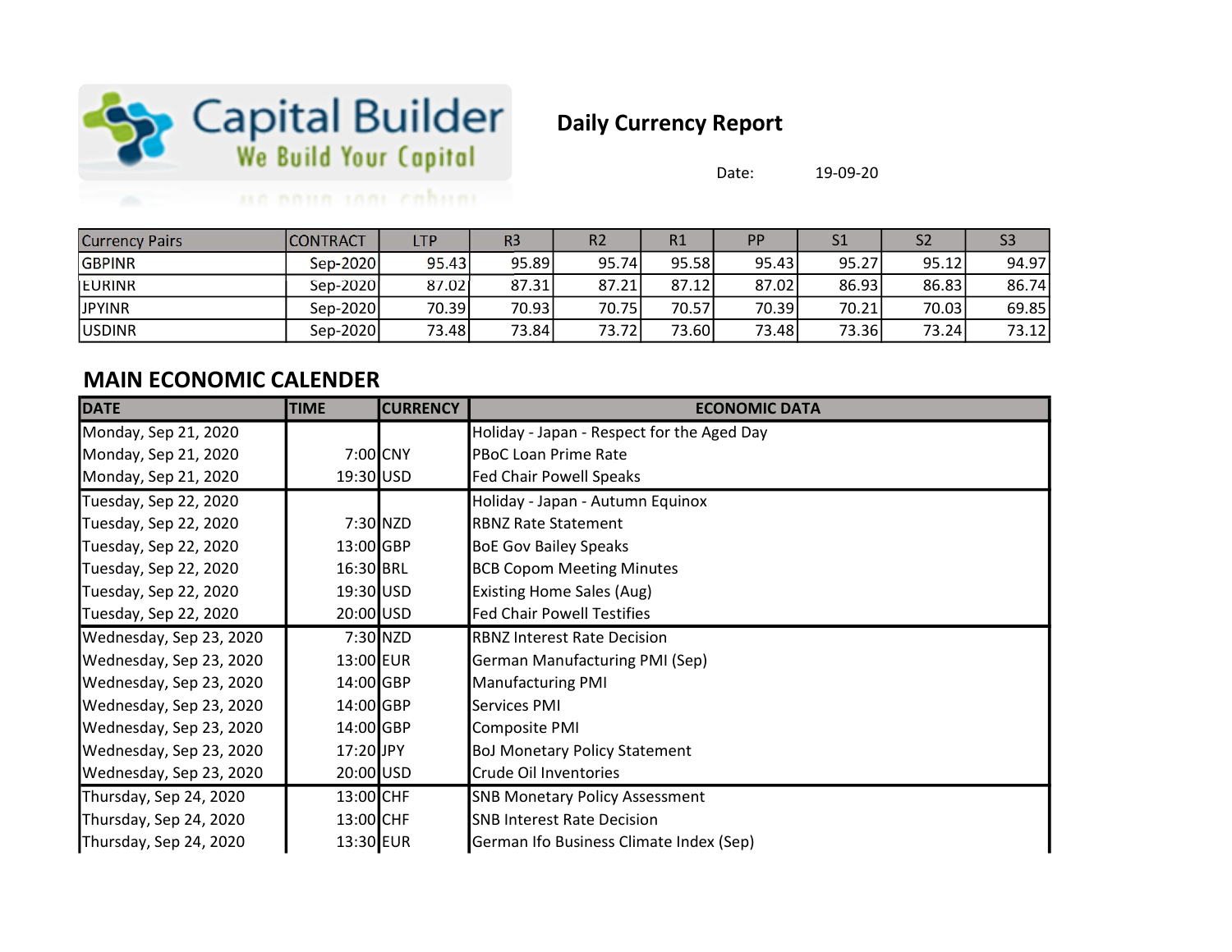Capital Builder
We Build Your Capital

# Daily Currency Report

Date: 19-09-20

| Currency Pairs | CONTRACT | LTP | R3 | R2 | R1 | PP | S1 | S2 | S3 |
|---|---|---|---|---|---|---|---|---|---|
| GBPINR | Sep-2020 | 95.43 | 95.89 | 95.74 | 95.58 | 95.43 | 95.27 | 95.12 | 94.97 |
| EURINR | Sep-2020 | 87.02 | 87.31 | 87.21 | 87.12 | 87.02 | 86.93 | 86.83 | 86.74 |
| JPYINR | Sep-2020 | 70.39 | 70.93 | 70.75 | 70.57 | 70.39 | 70.21 | 70.03 | 69.85 |
| USDINR | Sep-2020 | 73.48 | 73.84 | 73.72 | 73.60 | 73.48 | 73.36 | 73.24 | 73.12 |

## MAIN ECONOMIC CALENDER

| DATE | TIME | CURRENCY | ECONOMIC DATA |
|---|---|---|---|
| Monday, Sep 21, 2020 | | | Holiday - Japan - Respect for the Aged Day |
| Monday, Sep 21, 2020 | 7:00 | CNY | PBoC Loan Prime Rate |
| Monday, Sep 21, 2020 | 19:30 | USD | Fed Chair Powell Speaks |
| Tuesday, Sep 22, 2020 | | | Holiday - Japan - Autumn Equinox |
| Tuesday, Sep 22, 2020 | 7:30 | NZD | RBNZ Rate Statement |
| Tuesday, Sep 22, 2020 | 13:00 | GBP | BoE Gov Bailey Speaks |
| Tuesday, Sep 22, 2020 | 16:30 | BRL | BCB Copom Meeting Minutes |
| Tuesday, Sep 22, 2020 | 19:30 | USD | Existing Home Sales (Aug) |
| Tuesday, Sep 22, 2020 | 20:00 | USD | Fed Chair Powell Testifies |
| Wednesday, Sep 23, 2020 | 7:30 | NZD | RBNZ Interest Rate Decision |
| Wednesday, Sep 23, 2020 | 13:00 | EUR | German Manufacturing PMI (Sep) |
| Wednesday, Sep 23, 2020 | 14:00 | GBP | Manufacturing PMI |
| Wednesday, Sep 23, 2020 | 14:00 | GBP | Services PMI |
| Wednesday, Sep 23, 2020 | 14:00 | GBP | Composite PMI |
| Wednesday, Sep 23, 2020 | 17:20 | JPY | BoJ Monetary Policy Statement |
| Wednesday, Sep 23, 2020 | 20:00 | USD | Crude Oil Inventories |
| Thursday, Sep 24, 2020 | 13:00 | CHF | SNB Monetary Policy Assessment |
| Thursday, Sep 24, 2020 | 13:00 | CHF | SNB Interest Rate Decision |
| Thursday, Sep 24, 2020 | 13:30 | EUR | German Ifo Business Climate Index (Sep) |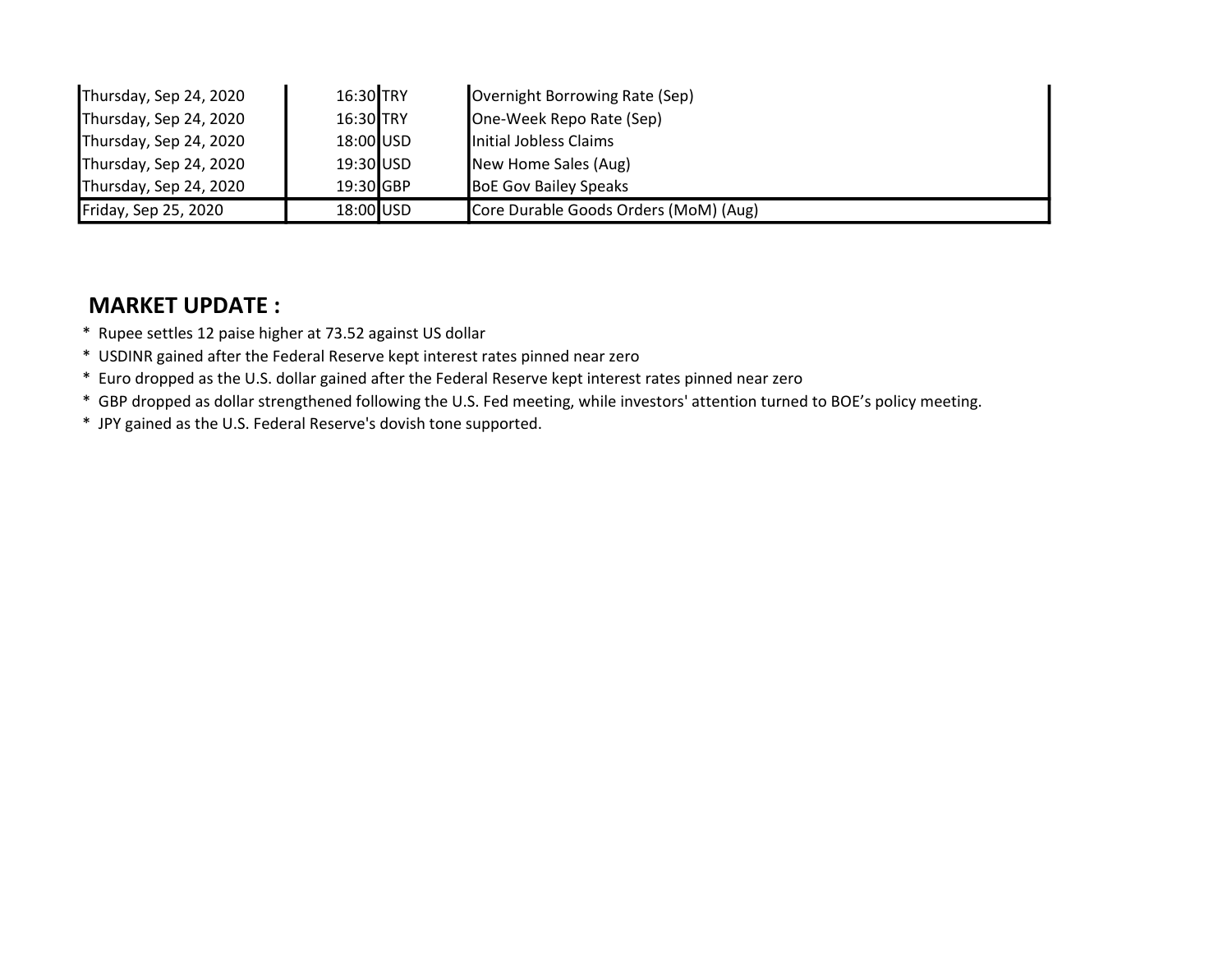| | | | |
|---|---|---|---|
| Thursday, Sep 24, 2020 | 16:30 | TRY | Overnight Borrowing Rate (Sep) |
| Thursday, Sep 24, 2020 | 16:30 | TRY | One-Week Repo Rate (Sep) |
| Thursday, Sep 24, 2020 | 18:00 | USD | Initial Jobless Claims |
| Thursday, Sep 24, 2020 | 19:30 | USD | New Home Sales (Aug) |
| Thursday, Sep 24, 2020 | 19:30 | GBP | BoE Gov Bailey Speaks |
| Friday, Sep 25, 2020 | 18:00 | USD | Core Durable Goods Orders (MoM) (Aug) |

## MARKET UPDATE :

* Rupee settles 12 paise higher at 73.52 against US dollar
* USDINR gained after the Federal Reserve kept interest rates pinned near zero
* Euro dropped as the U.S. dollar gained after the Federal Reserve kept interest rates pinned near zero
* GBP dropped as dollar strengthened following the U.S. Fed meeting, while investors' attention turned to BOE’s policy meeting.
* JPY gained as the U.S. Federal Reserve's dovish tone supported.